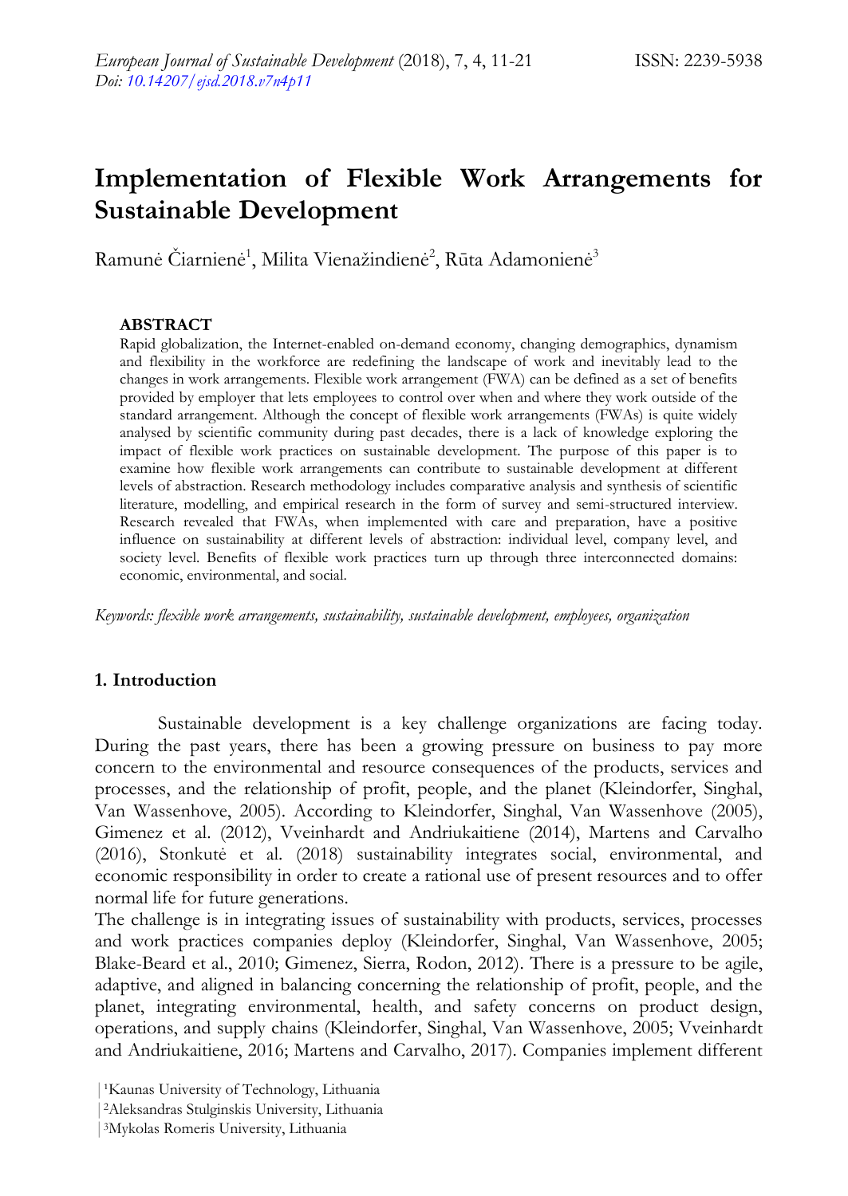# Implementation of Flexible Work Arrangements for Sustainable Development

Ramunė Čiarnienė[1], Milita Vienažindienė[2], Rūta Adamonienė[3]

## ABSTRACT

Rapid globalization, the Internet-enabled on-demand economy, changing demographics, dynamism and flexibility in the workforce are redefining the landscape of work and inevitably lead to the changes in work arrangements. Flexible work arrangement (FWA) can be defined as a set of benefits provided by employer that lets employees to control over when and where they work outside of the standard arrangement. Although the concept of flexible work arrangements (FWAs) is quite widely analysed by scientific community during past decades, there is a lack of knowledge exploring the impact of flexible work practices on sustainable development. The purpose of this paper is to examine how flexible work arrangements can contribute to sustainable development at different levels of abstraction. Research methodology includes comparative analysis and synthesis of scientific literature, modelling, and empirical research in the form of survey and semi-structured interview. Research revealed that FWAs, when implemented with care and preparation, have a positive influence on sustainability at different levels of abstraction: individual level, company level, and society level. Benefits of flexible work practices turn up through three interconnected domains: economic, environmental, and social.

*Keywords: flexible work arrangements, sustainability, sustainable development, employees, organization*

## 1. Introduction

Sustainable development is a key challenge organizations are facing today. During the past years, there has been a growing pressure on business to pay more concern to the environmental and resource consequences of the products, services and processes, and the relationship of profit, people, and the planet (Kleindorfer, Singhal, Van Wassenhove, 2005). According to Kleindorfer, Singhal, Van Wassenhove (2005), Gimenez et al. (2012), Vveinhardt and Andriukaitiene (2014), Martens and Carvalho (2016), Stonkutė et al. (2018) sustainability integrates social, environmental, and economic responsibility in order to create a rational use of present resources and to offer normal life for future generations.

The challenge is in integrating issues of sustainability with products, services, processes and work practices companies deploy (Kleindorfer, Singhal, Van Wassenhove, 2005; Blake-Beard et al., 2010; Gimenez, Sierra, Rodon, 2012). There is a pressure to be agile, adaptive, and aligned in balancing concerning the relationship of profit, people, and the planet, integrating environmental, health, and safety concerns on product design, operations, and supply chains (Kleindorfer, Singhal, Van Wassenhove, 2005; Vveinhardt and Andriukaitiene, 2016; Martens and Carvalho, 2017). Companies implement different

[1]Kaunas University of Technology, Lithuania

[2]Aleksandras Stulginskis University, Lithuania

[3]Mykolas Romeris University, Lithuania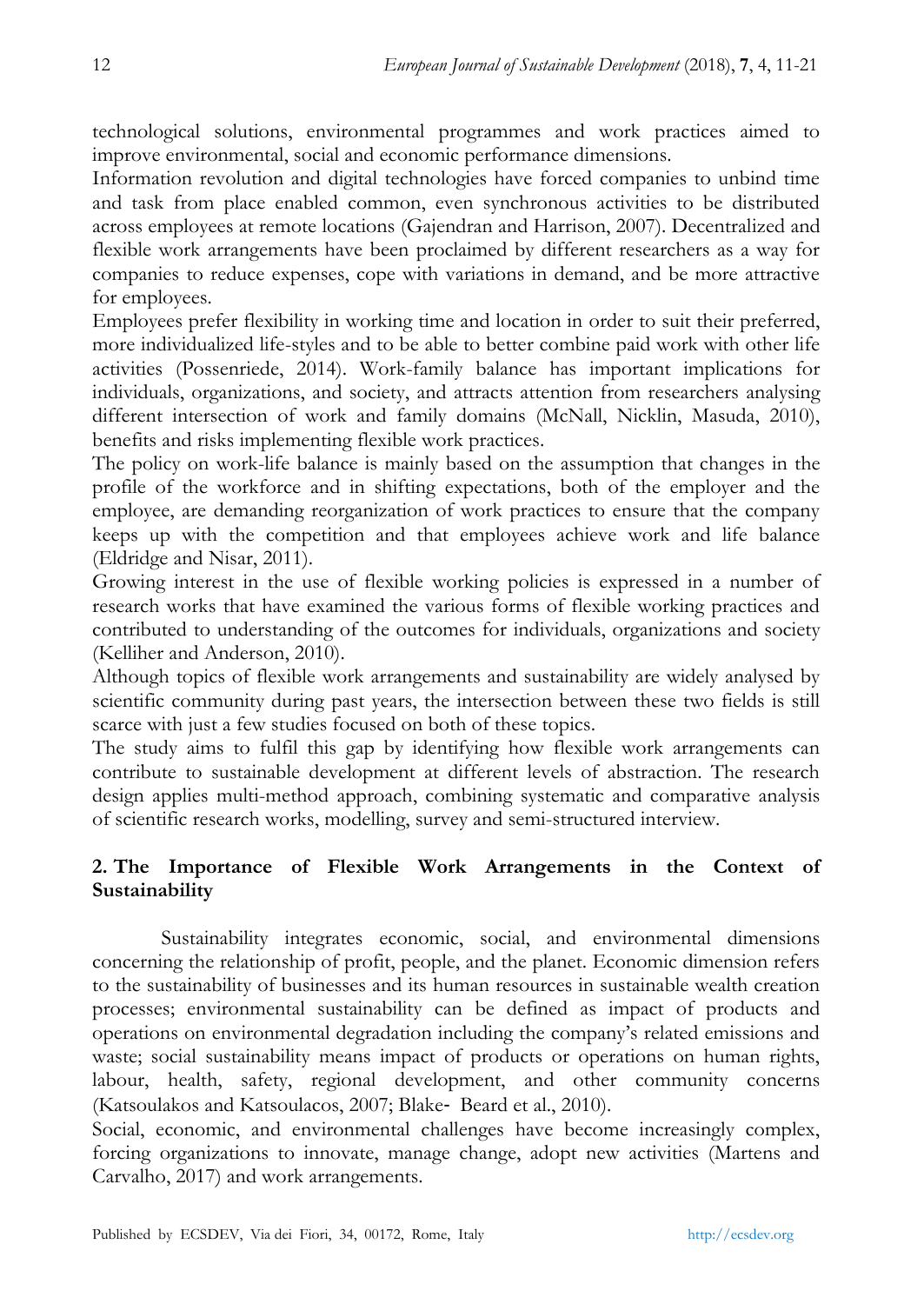technological solutions, environmental programmes and work practices aimed to improve environmental, social and economic performance dimensions.

Information revolution and digital technologies have forced companies to unbind time and task from place enabled common, even synchronous activities to be distributed across employees at remote locations (Gajendran and Harrison, 2007). Decentralized and flexible work arrangements have been proclaimed by different researchers as a way for companies to reduce expenses, cope with variations in demand, and be more attractive for employees.

Employees prefer flexibility in working time and location in order to suit their preferred, more individualized life-styles and to be able to better combine paid work with other life activities (Possenriede, 2014). Work-family balance has important implications for individuals, organizations, and society, and attracts attention from researchers analysing different intersection of work and family domains (McNall, Nicklin, Masuda, 2010), benefits and risks implementing flexible work practices.

The policy on work-life balance is mainly based on the assumption that changes in the profile of the workforce and in shifting expectations, both of the employer and the employee, are demanding reorganization of work practices to ensure that the company keeps up with the competition and that employees achieve work and life balance (Eldridge and Nisar, 2011).

Growing interest in the use of flexible working policies is expressed in a number of research works that have examined the various forms of flexible working practices and contributed to understanding of the outcomes for individuals, organizations and society (Kelliher and Anderson, 2010).

Although topics of flexible work arrangements and sustainability are widely analysed by scientific community during past years, the intersection between these two fields is still scarce with just a few studies focused on both of these topics.

The study aims to fulfil this gap by identifying how flexible work arrangements can contribute to sustainable development at different levels of abstraction. The research design applies multi-method approach, combining systematic and comparative analysis of scientific research works, modelling, survey and semi-structured interview.

## 2. The Importance of Flexible Work Arrangements in the Context of Sustainability

Sustainability integrates economic, social, and environmental dimensions concerning the relationship of profit, people, and the planet. Economic dimension refers to the sustainability of businesses and its human resources in sustainable wealth creation processes; environmental sustainability can be defined as impact of products and operations on environmental degradation including the company's related emissions and waste; social sustainability means impact of products or operations on human rights, labour, health, safety, regional development, and other community concerns (Katsoulakos and Katsoulacos, 2007; Blake‐ Beard et al., 2010).

Social, economic, and environmental challenges have become increasingly complex, forcing organizations to innovate, manage change, adopt new activities (Martens and Carvalho, 2017) and work arrangements.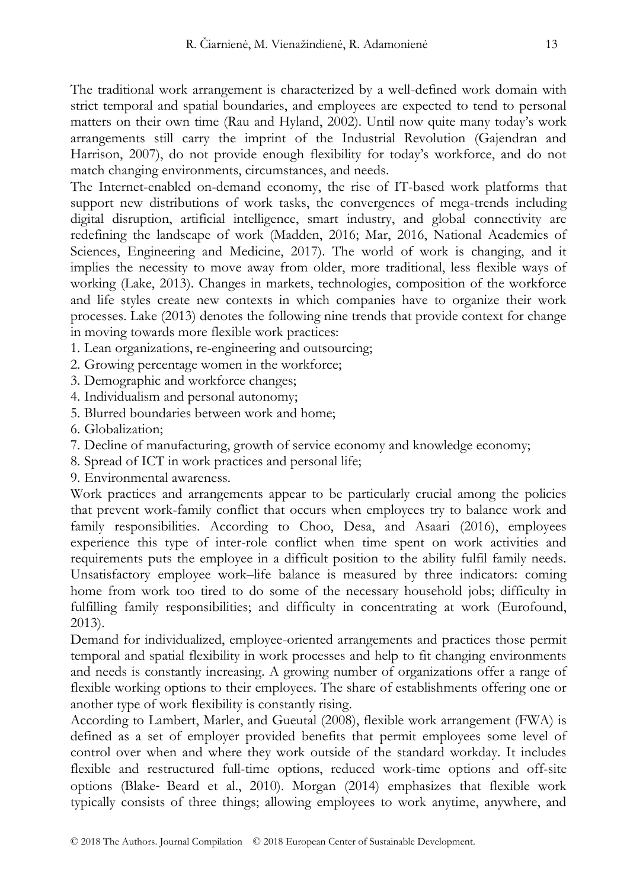The traditional work arrangement is characterized by a well-defined work domain with strict temporal and spatial boundaries, and employees are expected to tend to personal matters on their own time (Rau and Hyland, 2002). Until now quite many today's work arrangements still carry the imprint of the Industrial Revolution (Gajendran and Harrison, 2007), do not provide enough flexibility for today's workforce, and do not match changing environments, circumstances, and needs.

The Internet-enabled on-demand economy, the rise of IT-based work platforms that support new distributions of work tasks, the convergences of mega-trends including digital disruption, artificial intelligence, smart industry, and global connectivity are redefining the landscape of work (Madden, 2016; Mar, 2016, National Academies of Sciences, Engineering and Medicine, 2017). The world of work is changing, and it implies the necessity to move away from older, more traditional, less flexible ways of working (Lake, 2013). Changes in markets, technologies, composition of the workforce and life styles create new contexts in which companies have to organize their work processes. Lake (2013) denotes the following nine trends that provide context for change in moving towards more flexible work practices:

1. Lean organizations, re-engineering and outsourcing;
2. Growing percentage women in the workforce;
3. Demographic and workforce changes;
4. Individualism and personal autonomy;
5. Blurred boundaries between work and home;
6. Globalization;
7. Decline of manufacturing, growth of service economy and knowledge economy;
8. Spread of ICT in work practices and personal life;
9. Environmental awareness.

Work practices and arrangements appear to be particularly crucial among the policies that prevent work-family conflict that occurs when employees try to balance work and family responsibilities. According to Choo, Desa, and Asaari (2016), employees experience this type of inter-role conflict when time spent on work activities and requirements puts the employee in a difficult position to the ability fulfil family needs. Unsatisfactory employee work–life balance is measured by three indicators: coming home from work too tired to do some of the necessary household jobs; difficulty in fulfilling family responsibilities; and difficulty in concentrating at work (Eurofound, 2013).

Demand for individualized, employee-oriented arrangements and practices those permit temporal and spatial flexibility in work processes and help to fit changing environments and needs is constantly increasing. A growing number of organizations offer a range of flexible working options to their employees. The share of establishments offering one or another type of work flexibility is constantly rising.

According to Lambert, Marler, and Gueutal (2008), flexible work arrangement (FWA) is defined as a set of employer provided benefits that permit employees some level of control over when and where they work outside of the standard workday. It includes flexible and restructured full-time options, reduced work-time options and off-site options (Blake- Beard et al., 2010). Morgan (2014) emphasizes that flexible work typically consists of three things; allowing employees to work anytime, anywhere, and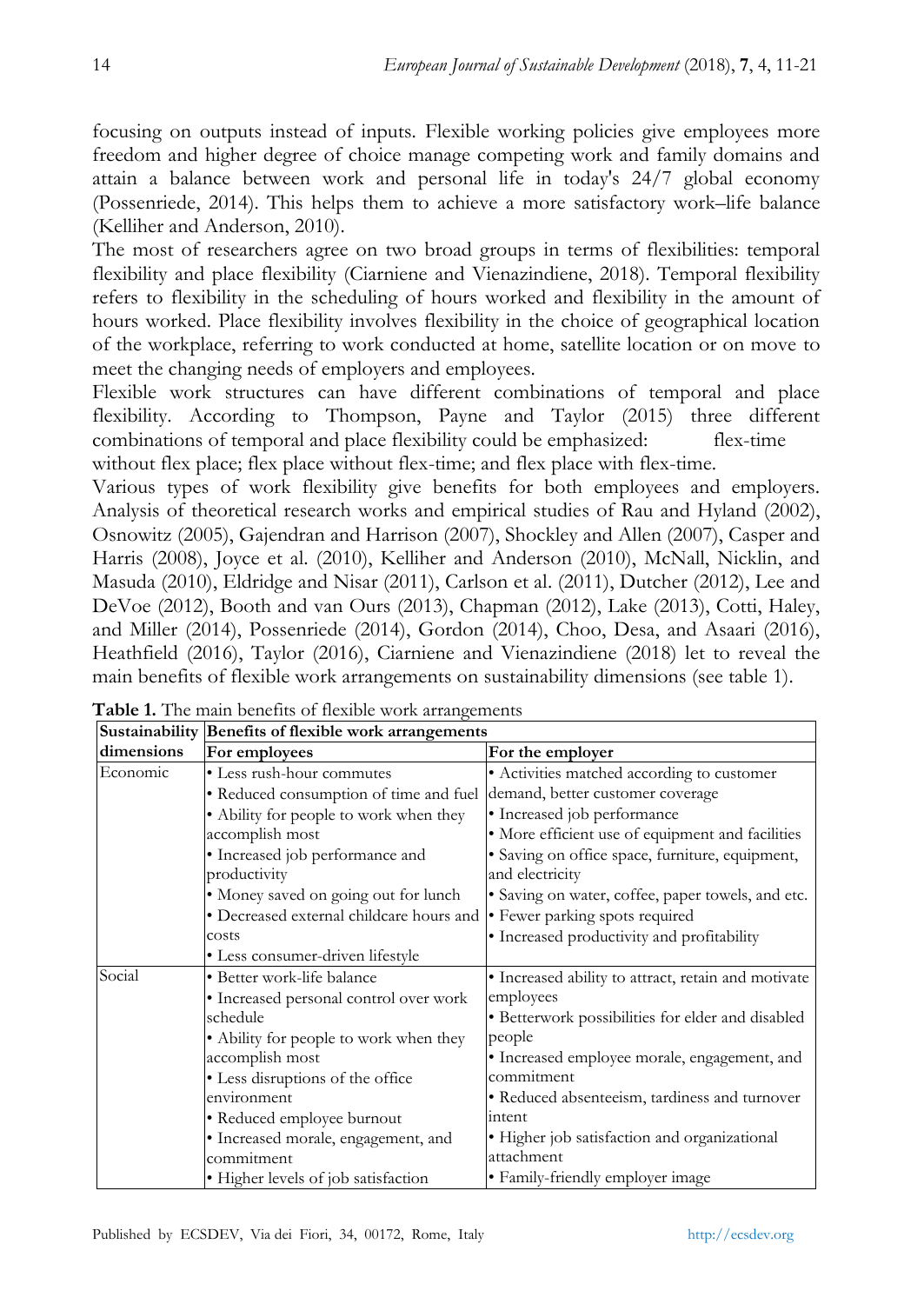focusing on outputs instead of inputs. Flexible working policies give employees more freedom and higher degree of choice manage competing work and family domains and attain a balance between work and personal life in today's 24/7 global economy (Possenriede, 2014). This helps them to achieve a more satisfactory work–life balance (Kelliher and Anderson, 2010).

The most of researchers agree on two broad groups in terms of flexibilities: temporal flexibility and place flexibility (Ciarniene and Vienazindiene, 2018). Temporal flexibility refers to flexibility in the scheduling of hours worked and flexibility in the amount of hours worked. Place flexibility involves flexibility in the choice of geographical location of the workplace, referring to work conducted at home, satellite location or on move to meet the changing needs of employers and employees.

Flexible work structures can have different combinations of temporal and place flexibility. According to Thompson, Payne and Taylor (2015) three different combinations of temporal and place flexibility could be emphasized: flex-time without flex place; flex place without flex-time; and flex place with flex-time.

Various types of work flexibility give benefits for both employees and employers. Analysis of theoretical research works and empirical studies of Rau and Hyland (2002), Osnowitz (2005), Gajendran and Harrison (2007), Shockley and Allen (2007), Casper and Harris (2008), Joyce et al. (2010), Kelliher and Anderson (2010), McNall, Nicklin, and Masuda (2010), Eldridge and Nisar (2011), Carlson et al. (2011), Dutcher (2012), Lee and DeVoe (2012), Booth and van Ours (2013), Chapman (2012), Lake (2013), Cotti, Haley, and Miller (2014), Possenriede (2014), Gordon (2014), Choo, Desa, and Asaari (2016), Heathfield (2016), Taylor (2016), Ciarniene and Vienazindiene (2018) let to reveal the main benefits of flexible work arrangements on sustainability dimensions (see table 1).

**Table 1.** The main benefits of flexible work arrangements

| Sustainability dimensions | Benefits of flexible work arrangements | |
|---|---|---|
| | For employees | For the employer |
| Economic | • Less rush-hour commutes<br>• Reduced consumption of time and fuel<br>• Ability for people to work when they accomplish most<br>• Increased job performance and productivity<br>• Money saved on going out for lunch<br>• Decreased external childcare hours and costs<br>• Less consumer-driven lifestyle | • Activities matched according to customer demand, better customer coverage<br>• Increased job performance<br>• More efficient use of equipment and facilities<br>• Saving on office space, furniture, equipment, and electricity<br>• Saving on water, coffee, paper towels, and etc.<br>• Fewer parking spots required<br>• Increased productivity and profitability |
| Social | • Better work-life balance<br>• Increased personal control over work schedule<br>• Ability for people to work when they accomplish most<br>• Less disruptions of the office environment<br>• Reduced employee burnout<br>• Increased morale, engagement, and commitment<br>• Higher levels of job satisfaction | • Increased ability to attract, retain and motivate employees<br>• Betterwork possibilities for elder and disabled people<br>• Increased employee morale, engagement, and commitment<br>• Reduced absenteeism, tardiness and turnover intent<br>• Higher job satisfaction and organizational attachment<br>• Family-friendly employer image |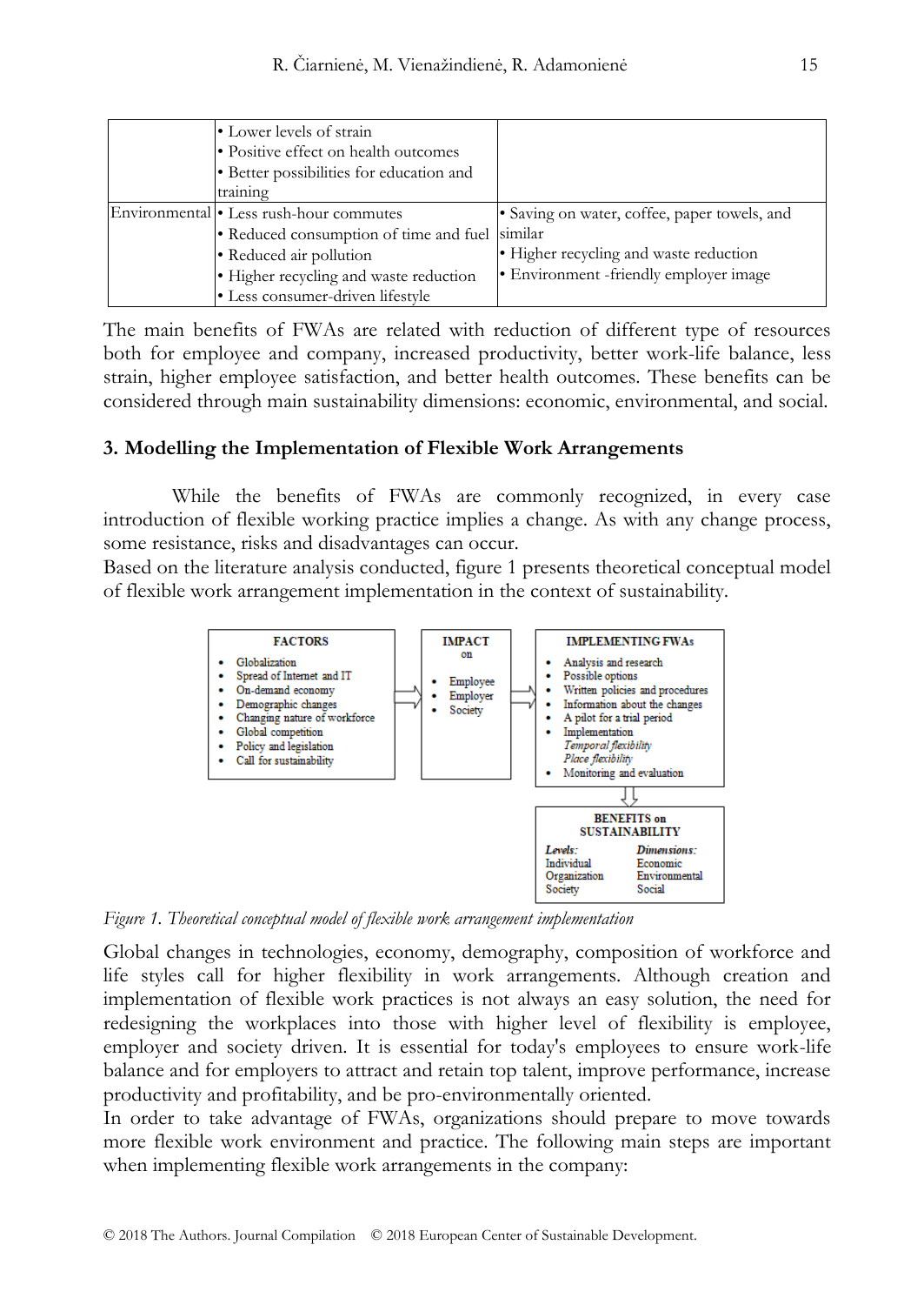| | • Lower levels of strain<br>• Positive effect on health outcomes<br>• Better possibilities for education and training | |
|---|---|---|
| Environmental | • Less rush-hour commutes<br>• Reduced consumption of time and fuel<br>• Reduced air pollution<br>• Higher recycling and waste reduction<br>• Less consumer-driven lifestyle | • Saving on water, coffee, paper towels, and similar<br>• Higher recycling and waste reduction<br>• Environment -friendly employer image |

The main benefits of FWAs are related with reduction of different type of resources both for employee and company, increased productivity, better work-life balance, less strain, higher employee satisfaction, and better health outcomes. These benefits can be considered through main sustainability dimensions: economic, environmental, and social.

### 3. Modelling the Implementation of Flexible Work Arrangements

While the benefits of FWAs are commonly recognized, in every case introduction of flexible working practice implies a change. As with any change process, some resistance, risks and disadvantages can occur.

Based on the literature analysis conducted, figure 1 presents theoretical conceptual model of flexible work arrangement implementation in the context of sustainability.

**FACTORS**
- Globalization
- Spread of Internet and IT
- On-demand economy
- Demographic changes
- Changing nature of workforce
- Global competition
- Policy and legislation
- Call for sustainability

⇒

**IMPACT on**
- Employee
- Employer
- Society

⇒

**IMPLEMENTING FWAs**
- Analysis and research
- Possible options
- Written policies and procedures
- Information about the changes
- A pilot for a trial period
- Implementation
  *Temporal flexibility*
  *Place flexibility*
- Monitoring and evaluation

⇓

**BENEFITS on SUSTAINABILITY**

| *Levels:* | *Dimensions:* |
|---|---|
| Individual | Economic |
| Organization | Environmental |
| Society | Social |

*Figure 1. Theoretical conceptual model of flexible work arrangement implementation*

Global changes in technologies, economy, demography, composition of workforce and life styles call for higher flexibility in work arrangements. Although creation and implementation of flexible work practices is not always an easy solution, the need for redesigning the workplaces into those with higher level of flexibility is employee, employer and society driven. It is essential for today's employees to ensure work-life balance and for employers to attract and retain top talent, improve performance, increase productivity and profitability, and be pro-environmentally oriented.

In order to take advantage of FWAs, organizations should prepare to move towards more flexible work environment and practice. The following main steps are important when implementing flexible work arrangements in the company: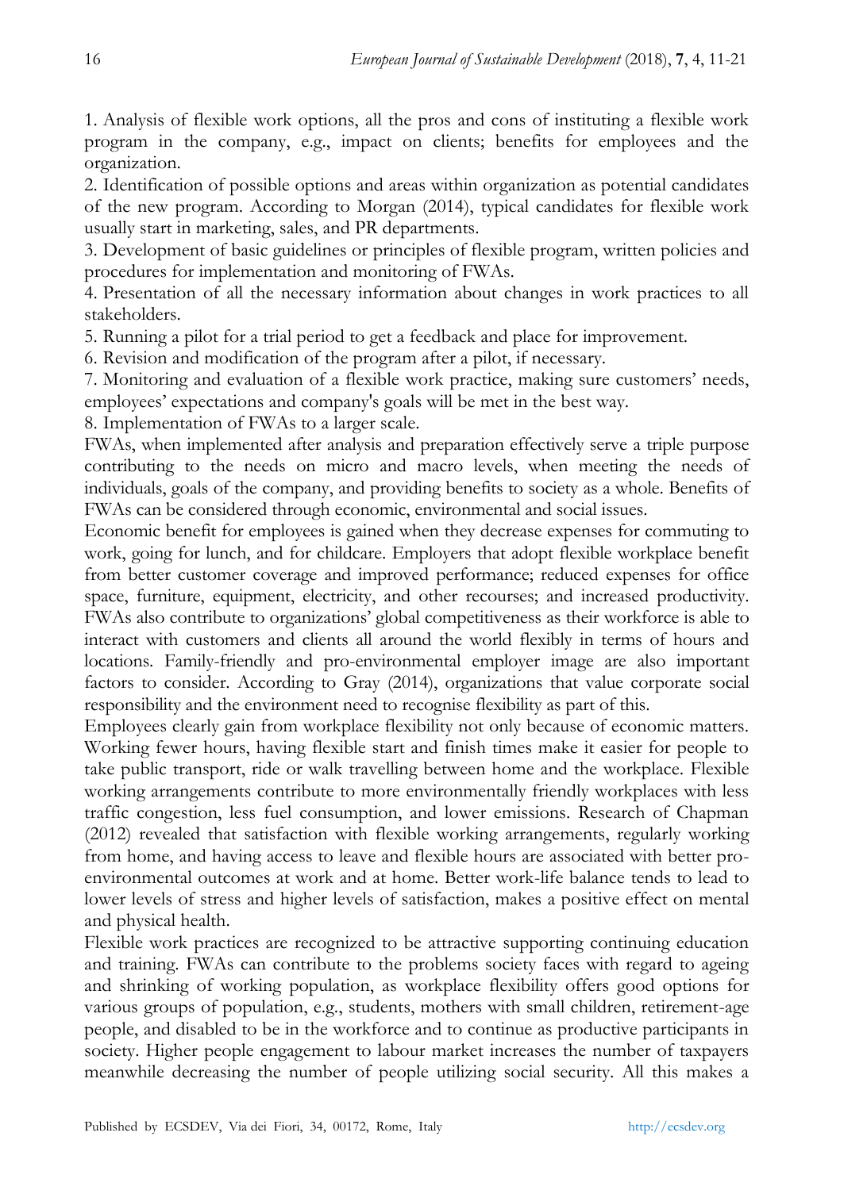1. Analysis of flexible work options, all the pros and cons of instituting a flexible work program in the company, e.g., impact on clients; benefits for employees and the organization.
2. Identification of possible options and areas within organization as potential candidates of the new program. According to Morgan (2014), typical candidates for flexible work usually start in marketing, sales, and PR departments.
3. Development of basic guidelines or principles of flexible program, written policies and procedures for implementation and monitoring of FWAs.
4. Presentation of all the necessary information about changes in work practices to all stakeholders.
5. Running a pilot for a trial period to get a feedback and place for improvement.
6. Revision and modification of the program after a pilot, if necessary.
7. Monitoring and evaluation of a flexible work practice, making sure customers' needs, employees' expectations and company's goals will be met in the best way.
8. Implementation of FWAs to a larger scale.

FWAs, when implemented after analysis and preparation effectively serve a triple purpose contributing to the needs on micro and macro levels, when meeting the needs of individuals, goals of the company, and providing benefits to society as a whole. Benefits of FWAs can be considered through economic, environmental and social issues.

Economic benefit for employees is gained when they decrease expenses for commuting to work, going for lunch, and for childcare. Employers that adopt flexible workplace benefit from better customer coverage and improved performance; reduced expenses for office space, furniture, equipment, electricity, and other recourses; and increased productivity. FWAs also contribute to organizations' global competitiveness as their workforce is able to interact with customers and clients all around the world flexibly in terms of hours and locations. Family-friendly and pro-environmental employer image are also important factors to consider. According to Gray (2014), organizations that value corporate social responsibility and the environment need to recognise flexibility as part of this.

Employees clearly gain from workplace flexibility not only because of economic matters. Working fewer hours, having flexible start and finish times make it easier for people to take public transport, ride or walk travelling between home and the workplace. Flexible working arrangements contribute to more environmentally friendly workplaces with less traffic congestion, less fuel consumption, and lower emissions. Research of Chapman (2012) revealed that satisfaction with flexible working arrangements, regularly working from home, and having access to leave and flexible hours are associated with better pro-environmental outcomes at work and at home. Better work-life balance tends to lead to lower levels of stress and higher levels of satisfaction, makes a positive effect on mental and physical health.

Flexible work practices are recognized to be attractive supporting continuing education and training. FWAs can contribute to the problems society faces with regard to ageing and shrinking of working population, as workplace flexibility offers good options for various groups of population, e.g., students, mothers with small children, retirement-age people, and disabled to be in the workforce and to continue as productive participants in society. Higher people engagement to labour market increases the number of taxpayers meanwhile decreasing the number of people utilizing social security. All this makes a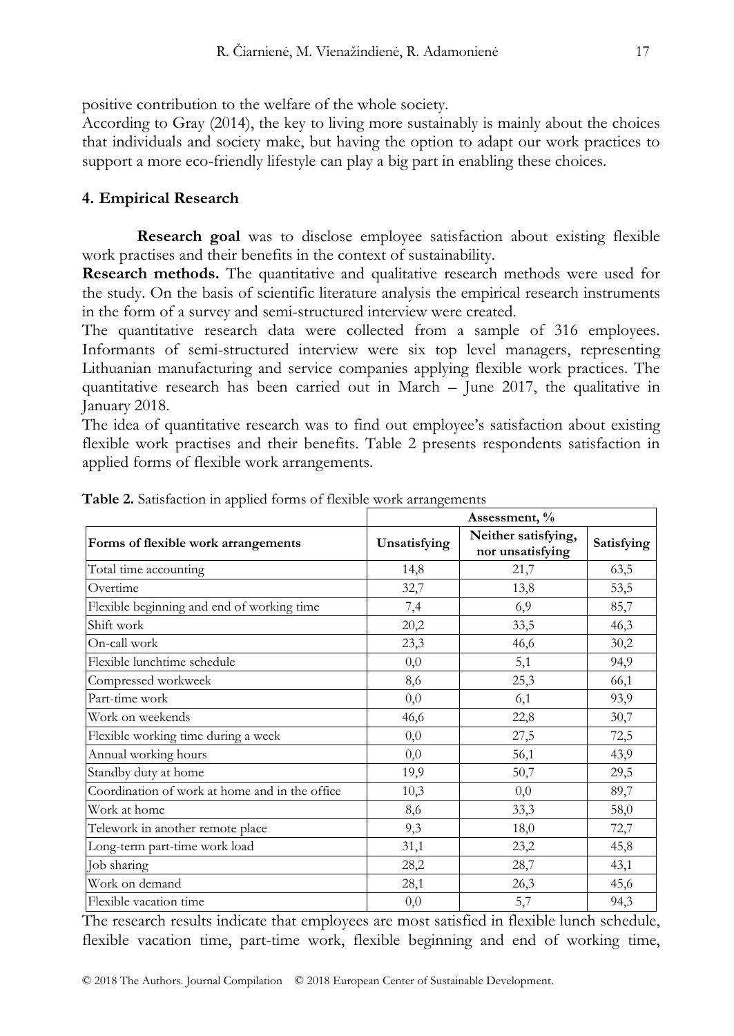positive contribution to the welfare of the whole society.

According to Gray (2014), the key to living more sustainably is mainly about the choices that individuals and society make, but having the option to adapt our work practices to support a more eco-friendly lifestyle can play a big part in enabling these choices.

## 4. Empirical Research

**Research goal** was to disclose employee satisfaction about existing flexible work practises and their benefits in the context of sustainability.

**Research methods.** The quantitative and qualitative research methods were used for the study. On the basis of scientific literature analysis the empirical research instruments in the form of a survey and semi-structured interview were created.

The quantitative research data were collected from a sample of 316 employees. Informants of semi-structured interview were six top level managers, representing Lithuanian manufacturing and service companies applying flexible work practices. The quantitative research has been carried out in March – June 2017, the qualitative in January 2018.

The idea of quantitative research was to find out employee's satisfaction about existing flexible work practises and their benefits. Table 2 presents respondents satisfaction in applied forms of flexible work arrangements.

**Table 2.** Satisfaction in applied forms of flexible work arrangements

| | Assessment, % | | |
|---|---|---|---|
| **Forms of flexible work arrangements** | **Unsatisfying** | **Neither satisfying, nor unsatisfying** | **Satisfying** |
| Total time accounting | 14,8 | 21,7 | 63,5 |
| Overtime | 32,7 | 13,8 | 53,5 |
| Flexible beginning and end of working time | 7,4 | 6,9 | 85,7 |
| Shift work | 20,2 | 33,5 | 46,3 |
| On-call work | 23,3 | 46,6 | 30,2 |
| Flexible lunchtime schedule | 0,0 | 5,1 | 94,9 |
| Compressed workweek | 8,6 | 25,3 | 66,1 |
| Part-time work | 0,0 | 6,1 | 93,9 |
| Work on weekends | 46,6 | 22,8 | 30,7 |
| Flexible working time during a week | 0,0 | 27,5 | 72,5 |
| Annual working hours | 0,0 | 56,1 | 43,9 |
| Standby duty at home | 19,9 | 50,7 | 29,5 |
| Coordination of work at home and in the office | 10,3 | 0,0 | 89,7 |
| Work at home | 8,6 | 33,3 | 58,0 |
| Telework in another remote place | 9,3 | 18,0 | 72,7 |
| Long-term part-time work load | 31,1 | 23,2 | 45,8 |
| Job sharing | 28,2 | 28,7 | 43,1 |
| Work on demand | 28,1 | 26,3 | 45,6 |
| Flexible vacation time | 0,0 | 5,7 | 94,3 |

The research results indicate that employees are most satisfied in flexible lunch schedule, flexible vacation time, part-time work, flexible beginning and end of working time,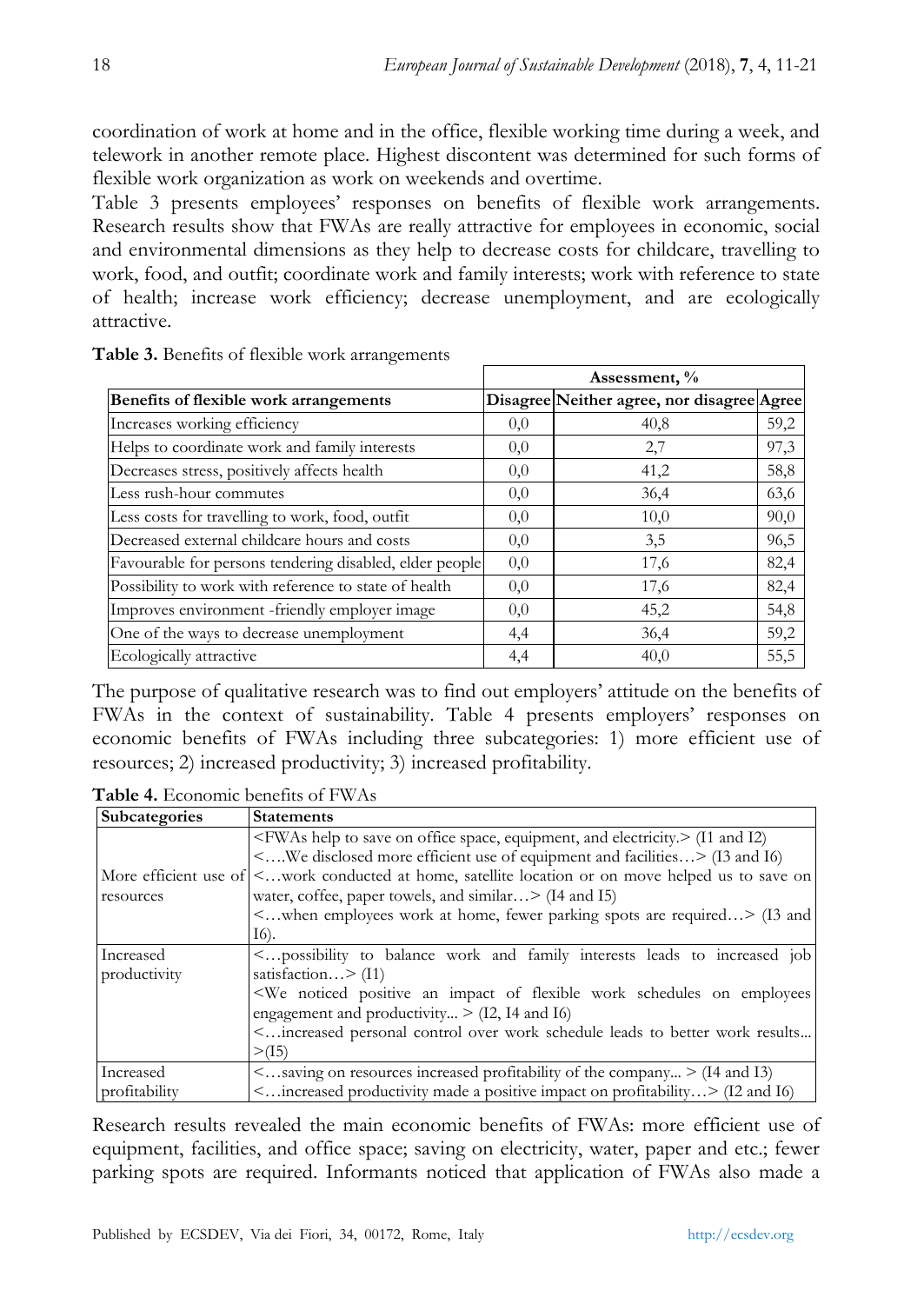coordination of work at home and in the office, flexible working time during a week, and telework in another remote place. Highest discontent was determined for such forms of flexible work organization as work on weekends and overtime.

Table 3 presents employees' responses on benefits of flexible work arrangements. Research results show that FWAs are really attractive for employees in economic, social and environmental dimensions as they help to decrease costs for childcare, travelling to work, food, and outfit; coordinate work and family interests; work with reference to state of health; increase work efficiency; decrease unemployment, and are ecologically attractive.

**Table 3.** Benefits of flexible work arrangements

| | Assessment, % | | |
|---|---|---|---|
| **Benefits of flexible work arrangements** | **Disagree** | **Neither agree, nor disagree** | **Agree** |
| Increases working efficiency | 0,0 | 40,8 | 59,2 |
| Helps to coordinate work and family interests | 0,0 | 2,7 | 97,3 |
| Decreases stress, positively affects health | 0,0 | 41,2 | 58,8 |
| Less rush-hour commutes | 0,0 | 36,4 | 63,6 |
| Less costs for travelling to work, food, outfit | 0,0 | 10,0 | 90,0 |
| Decreased external childcare hours and costs | 0,0 | 3,5 | 96,5 |
| Favourable for persons tendering disabled, elder people | 0,0 | 17,6 | 82,4 |
| Possibility to work with reference to state of health | 0,0 | 17,6 | 82,4 |
| Improves environment -friendly employer image | 0,0 | 45,2 | 54,8 |
| One of the ways to decrease unemployment | 4,4 | 36,4 | 59,2 |
| Ecologically attractive | 4,4 | 40,0 | 55,5 |

The purpose of qualitative research was to find out employers' attitude on the benefits of FWAs in the context of sustainability. Table 4 presents employers' responses on economic benefits of FWAs including three subcategories: 1) more efficient use of resources; 2) increased productivity; 3) increased profitability.

**Table 4.** Economic benefits of FWAs

| **Subcategories** | **Statements** |
|---|---|
| More efficient use of resources | <FWAs help to save on office space, equipment, and electricity.> (I1 and I2) <….We disclosed more efficient use of equipment and facilities…> (I3 and I6) <…work conducted at home, satellite location or on move helped us to save on water, coffee, paper towels, and similar…> (I4 and I5) <…when employees work at home, fewer parking spots are required…> (I3 and I6). |
| Increased productivity | <…possibility to balance work and family interests leads to increased job satisfaction…> (I1) <We noticed positive an impact of flexible work schedules on employees engagement and productivity... > (I2, I4 and I6) <…increased personal control over work schedule leads to better work results... >(I5) |
| Increased profitability | <…saving on resources increased profitability of the company... > (I4 and I3) <…increased productivity made a positive impact on profitability…> (I2 and I6) |

Research results revealed the main economic benefits of FWAs: more efficient use of equipment, facilities, and office space; saving on electricity, water, paper and etc.; fewer parking spots are required. Informants noticed that application of FWAs also made a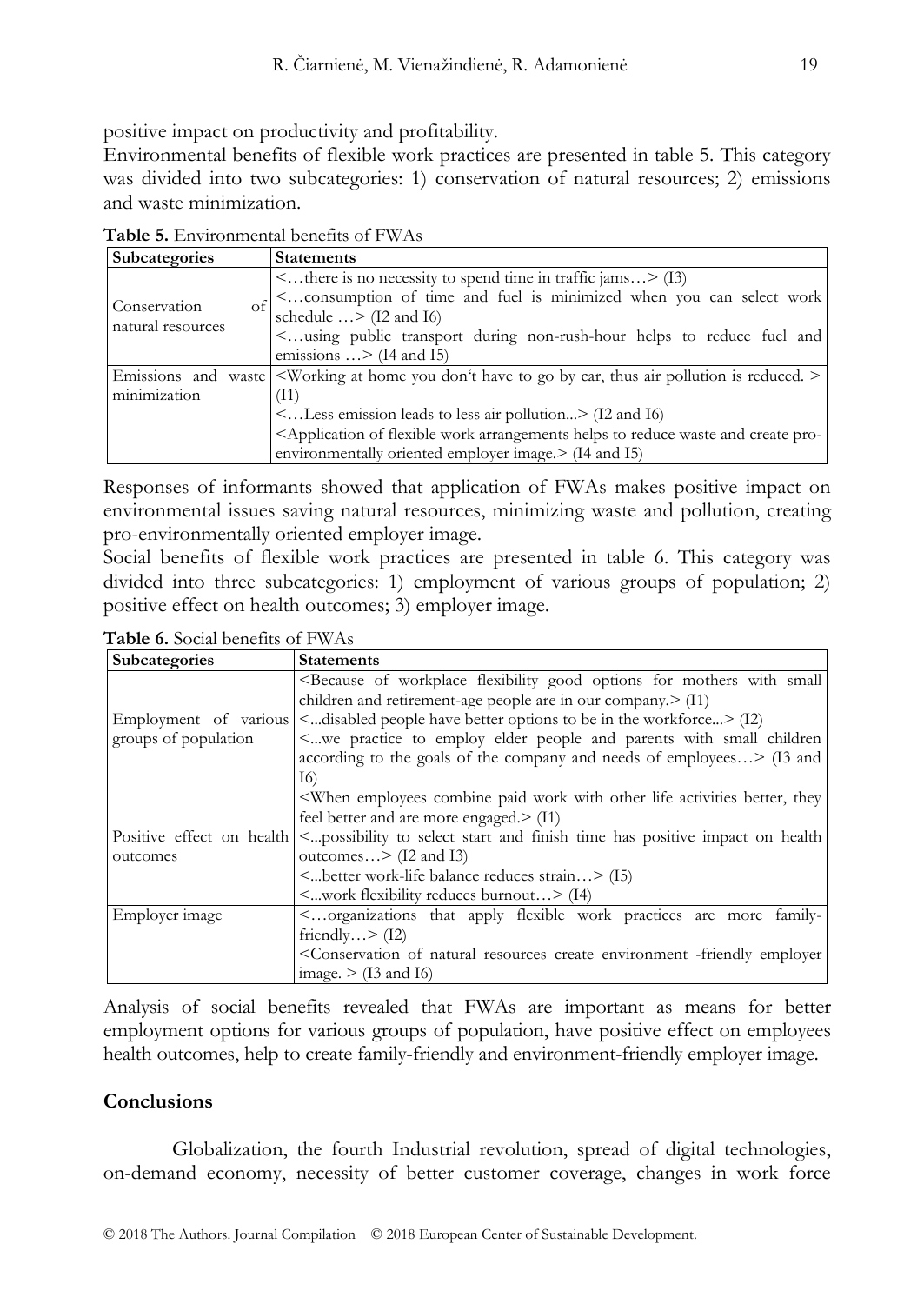positive impact on productivity and profitability.

Environmental benefits of flexible work practices are presented in table 5. This category was divided into two subcategories: 1) conservation of natural resources; 2) emissions and waste minimization.

**Table 5.** Environmental benefits of FWAs

| Subcategories | Statements |
|---|---|
| Conservation of natural resources | <…there is no necessity to spend time in traffic jams…> (I3)<br><…consumption of time and fuel is minimized when you can select work schedule …> (I2 and I6)<br><…using public transport during non-rush-hour helps to reduce fuel and emissions …> (I4 and I5) |
| Emissions and waste minimization | <Working at home you don't have to go by car, thus air pollution is reduced. > (I1)<br><…Less emission leads to less air pollution...> (I2 and I6)<br><Application of flexible work arrangements helps to reduce waste and create pro-environmentally oriented employer image.> (I4 and I5) |

Responses of informants showed that application of FWAs makes positive impact on environmental issues saving natural resources, minimizing waste and pollution, creating pro-environmentally oriented employer image.

Social benefits of flexible work practices are presented in table 6. This category was divided into three subcategories: 1) employment of various groups of population; 2) positive effect on health outcomes; 3) employer image.

**Table 6.** Social benefits of FWAs

| Subcategories | Statements |
|---|---|
| Employment of various groups of population | <Because of workplace flexibility good options for mothers with small children and retirement-age people are in our company.> (I1)<br><...disabled people have better options to be in the workforce...> (I2)<br><...we practice to employ elder people and parents with small children according to the goals of the company and needs of employees…> (I3 and I6) |
| Positive effect on health outcomes | <When employees combine paid work with other life activities better, they feel better and are more engaged.> (I1)<br><...possibility to select start and finish time has positive impact on health outcomes…> (I2 and I3)<br><...better work-life balance reduces strain…> (I5)<br><...work flexibility reduces burnout…> (I4) |
| Employer image | <…organizations that apply flexible work practices are more family-friendly…> (I2)<br><Conservation of natural resources create environment -friendly employer image. > (I3 and I6) |

Analysis of social benefits revealed that FWAs are important as means for better employment options for various groups of population, have positive effect on employees health outcomes, help to create family-friendly and environment-friendly employer image.

## Conclusions

Globalization, the fourth Industrial revolution, spread of digital technologies, on-demand economy, necessity of better customer coverage, changes in work force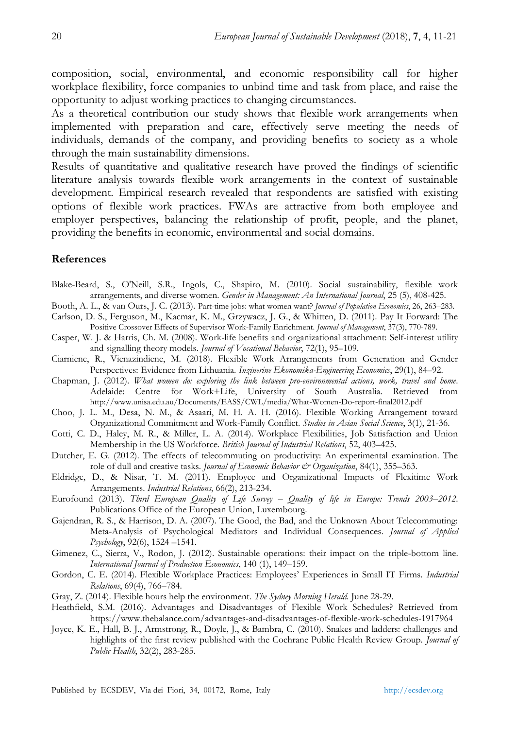composition, social, environmental, and economic responsibility call for higher workplace flexibility, force companies to unbind time and task from place, and raise the opportunity to adjust working practices to changing circumstances.

As a theoretical contribution our study shows that flexible work arrangements when implemented with preparation and care, effectively serve meeting the needs of individuals, demands of the company, and providing benefits to society as a whole through the main sustainability dimensions.

Results of quantitative and qualitative research have proved the findings of scientific literature analysis towards flexible work arrangements in the context of sustainable development. Empirical research revealed that respondents are satisfied with existing options of flexible work practices. FWAs are attractive from both employee and employer perspectives, balancing the relationship of profit, people, and the planet, providing the benefits in economic, environmental and social domains.

## References

Blake-Beard, S., O'Neill, S.R., Ingols, C., Shapiro, M. (2010). Social sustainability, flexible work arrangements, and diverse women. *Gender in Management: An International Journal*, 25 (5), 408-425.

Booth, A. L., & van Ours, J. C. (2013). Part-time jobs: what women want? *Journal of Population Economics*, 26, 263–283.

Carlson, D. S., Ferguson, M., Kacmar, K. M., Grzywacz, J. G., & Whitten, D. (2011). Pay It Forward: The Positive Crossover Effects of Supervisor Work-Family Enrichment. *Journal of Management*, 37(3), 770-789.

Casper, W. J. & Harris, Ch. M. (2008). Work-life benefits and organizational attachment: Self-interest utility and signalling theory models. *Journal of Vocational Behavior*, 72(1), 95–109.

Ciarniene, R., Vienazindiene, M. (2018). Flexible Work Arrangements from Generation and Gender Perspectives: Evidence from Lithuania. *Inzinerine Ekonomika-Engineering Economics*, 29(1), 84–92.

Chapman, J. (2012). *What women do: exploring the link between pro-environmental actions, work, travel and home*. Adelaide: Centre for Work+Life, University of South Australia. Retrieved from http://www.unisa.edu.au/Documents/EASS/CWL/media/What-Women-Do-report-final2012.pdf

Choo, J. L. M., Desa, N. M., & Asaari, M. H. A. H. (2016). Flexible Working Arrangement toward Organizational Commitment and Work-Family Conflict. *Studies in Asian Social Science*, 3(1), 21-36.

Cotti, C. D., Haley, M. R., & Miller, L. A. (2014). Workplace Flexibilities, Job Satisfaction and Union Membership in the US Workforce. *British Journal of Industrial Relations*, 52, 403–425.

Dutcher, E. G. (2012). The effects of telecommuting on productivity: An experimental examination. The role of dull and creative tasks. *Journal of Economic Behavior & Organization*, 84(1), 355–363.

Eldridge, D., & Nisar, T. M. (2011). Employee and Organizational Impacts of Flexitime Work Arrangements. *Industrial Relations*, 66(2), 213-234.

Eurofound (2013). *Third European Quality of Life Survey – Quality of life in Europe: Trends 2003–2012*. Publications Office of the European Union, Luxembourg.

Gajendran, R. S., & Harrison, D. A. (2007). The Good, the Bad, and the Unknown About Telecommuting: Meta-Analysis of Psychological Mediators and Individual Consequences. *Journal of Applied Psychology*, 92(6), 1524 –1541.

Gimenez, C., Sierra, V., Rodon, J. (2012). Sustainable operations: their impact on the triple-bottom line. *International Journal of Production Economics*, 140 (1), 149–159.

Gordon, C. E. (2014). Flexible Workplace Practices: Employees' Experiences in Small IT Firms. *Industrial Relations*, 69(4), 766–784.

Gray, Z. (2014). Flexible hours help the environment. *The Sydney Morning Herald*. June 28-29.

Heathfield, S.M. (2016). Advantages and Disadvantages of Flexible Work Schedules? Retrieved from https://www.thebalance.com/advantages-and-disadvantages-of-flexible-work-schedules-1917964

Joyce, K. E., Hall, B. J., Armstrong, R., Doyle, J., & Bambra, C. (2010). Snakes and ladders: challenges and highlights of the first review published with the Cochrane Public Health Review Group. *Journal of Public Health*, 32(2), 283-285.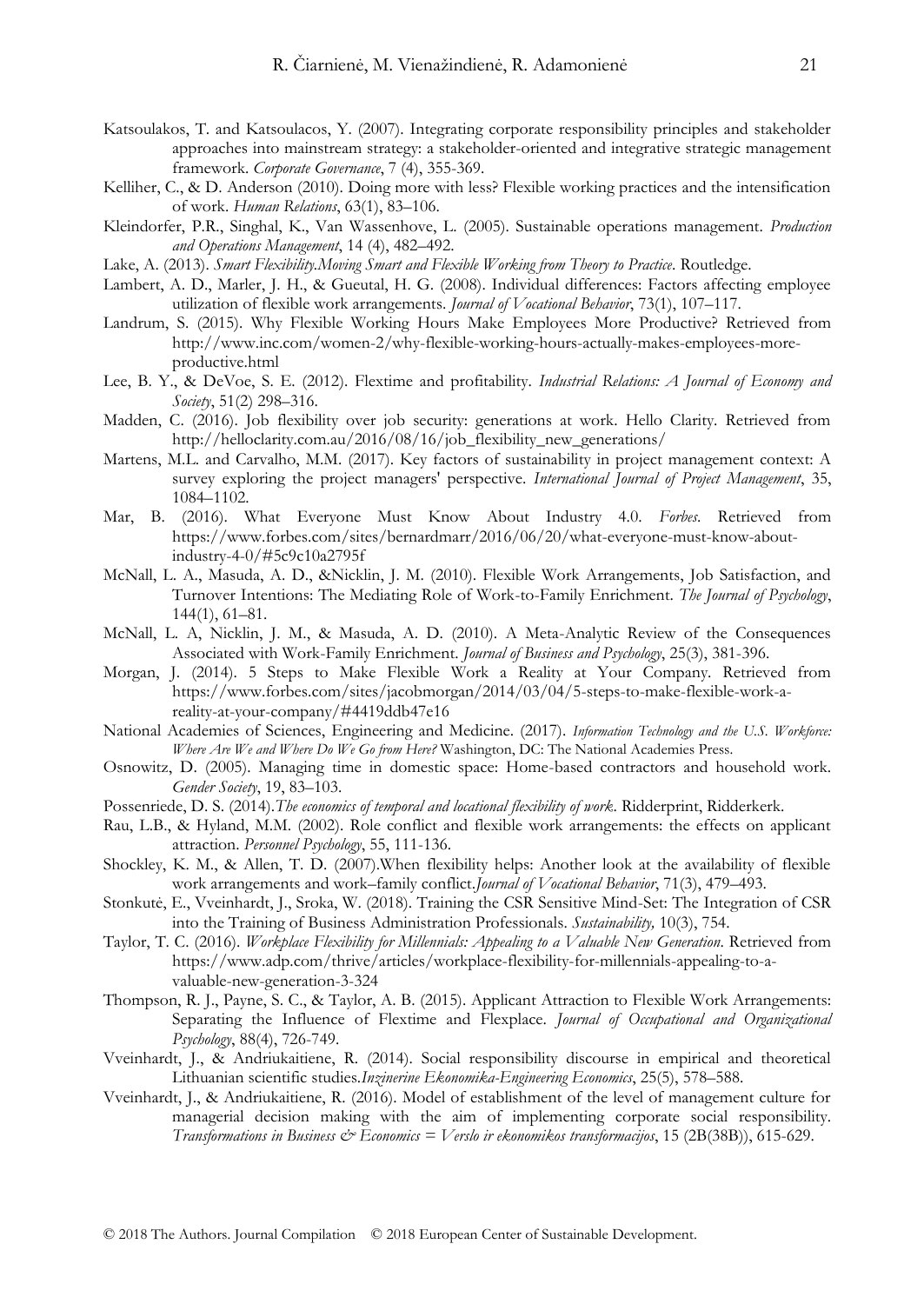Katsoulakos, T. and Katsoulacos, Y. (2007). Integrating corporate responsibility principles and stakeholder approaches into mainstream strategy: a stakeholder-oriented and integrative strategic management framework. *Corporate Governance*, 7 (4), 355-369.

Kelliher, C., & D. Anderson (2010). Doing more with less? Flexible working practices and the intensification of work. *Human Relations*, 63(1), 83–106.

Kleindorfer, P.R., Singhal, K., Van Wassenhove, L. (2005). Sustainable operations management. *Production and Operations Management*, 14 (4), 482–492.

Lake, A. (2013). *Smart Flexibility.Moving Smart and Flexible Working from Theory to Practice*. Routledge.

Lambert, A. D., Marler, J. H., & Gueutal, H. G. (2008). Individual differences: Factors affecting employee utilization of flexible work arrangements. *Journal of Vocational Behavior*, 73(1), 107–117.

Landrum, S. (2015). Why Flexible Working Hours Make Employees More Productive? Retrieved from http://www.inc.com/women-2/why-flexible-working-hours-actually-makes-employees-more-productive.html

Lee, B. Y., & DeVoe, S. E. (2012). Flextime and profitability. *Industrial Relations: A Journal of Economy and Society*, 51(2) 298–316.

Madden, C. (2016). Job flexibility over job security: generations at work. Hello Clarity. Retrieved from http://helloclarity.com.au/2016/08/16/job_flexibility_new_generations/

Martens, M.L. and Carvalho, M.M. (2017). Key factors of sustainability in project management context: A survey exploring the project managers' perspective. *International Journal of Project Management*, 35, 1084–1102.

Mar, B. (2016). What Everyone Must Know About Industry 4.0. *Forbes*. Retrieved from https://www.forbes.com/sites/bernardmarr/2016/06/20/what-everyone-must-know-about-industry-4-0/#5c9c10a2795f

McNall, L. A., Masuda, A. D., &Nicklin, J. M. (2010). Flexible Work Arrangements, Job Satisfaction, and Turnover Intentions: The Mediating Role of Work-to-Family Enrichment. *The Journal of Psychology*, 144(1), 61–81.

McNall, L. A, Nicklin, J. M., & Masuda, A. D. (2010). A Meta-Analytic Review of the Consequences Associated with Work-Family Enrichment. *Journal of Business and Psychology*, 25(3), 381-396.

Morgan, J. (2014). 5 Steps to Make Flexible Work a Reality at Your Company. Retrieved from https://www.forbes.com/sites/jacobmorgan/2014/03/04/5-steps-to-make-flexible-work-a-reality-at-your-company/#4419ddb47e16

National Academies of Sciences, Engineering and Medicine. (2017). *Information Technology and the U.S. Workforce: Where Are We and Where Do We Go from Here?* Washington, DC: The National Academies Press.

Osnowitz, D. (2005). Managing time in domestic space: Home-based contractors and household work. *Gender Society*, 19, 83–103.

Possenriede, D. S. (2014).*The economics of temporal and locational flexibility of work*. Ridderprint, Ridderkerk.

Rau, L.B., & Hyland, M.M. (2002). Role conflict and flexible work arrangements: the effects on applicant attraction. *Personnel Psychology*, 55, 111-136.

Shockley, K. M., & Allen, T. D. (2007).When flexibility helps: Another look at the availability of flexible work arrangements and work–family conflict.*Journal of Vocational Behavior*, 71(3), 479–493.

Stonkutė, E., Vveinhardt, J., Sroka, W. (2018). Training the CSR Sensitive Mind-Set: The Integration of CSR into the Training of Business Administration Professionals. *Sustainability,* 10(3), 754.

Taylor, T. C. (2016). *Workplace Flexibility for Millennials: Appealing to a Valuable New Generation*. Retrieved from https://www.adp.com/thrive/articles/workplace-flexibility-for-millennials-appealing-to-a-valuable-new-generation-3-324

Thompson, R. J., Payne, S. C., & Taylor, A. B. (2015). Applicant Attraction to Flexible Work Arrangements: Separating the Influence of Flextime and Flexplace. *Journal of Occupational and Organizational Psychology*, 88(4), 726-749.

Vveinhardt, J., & Andriukaitiene, R. (2014). Social responsibility discourse in empirical and theoretical Lithuanian scientific studies.*Inzinerine Ekonomika-Engineering Economics*, 25(5), 578–588.

Vveinhardt, J., & Andriukaitiene, R. (2016). Model of establishment of the level of management culture for managerial decision making with the aim of implementing corporate social responsibility. *Transformations in Business & Economics = Verslo ir ekonomikos transformacijos*, 15 (2B(38B)), 615-629.